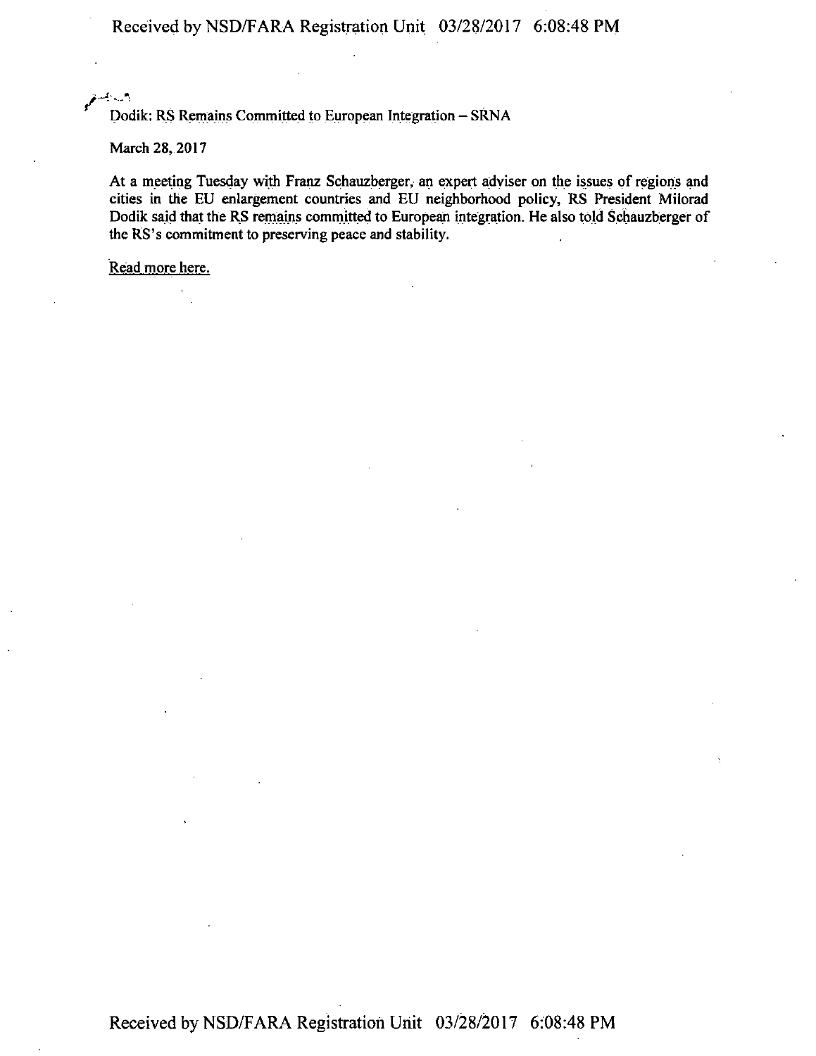Dodik: RS Remains Committed to European Integration – SRNA

March 28, 2017

At a meeting Tuesday with Franz Schauzberger, an expert adviser on the issues of regions and cities in the EU enlargement countries and EU neighborhood policy, RS President Milorad Dodik said that the RS remains committed to European integration. He also told Schauzberger of the RS's commitment to preserving peace and stability.

Read more here.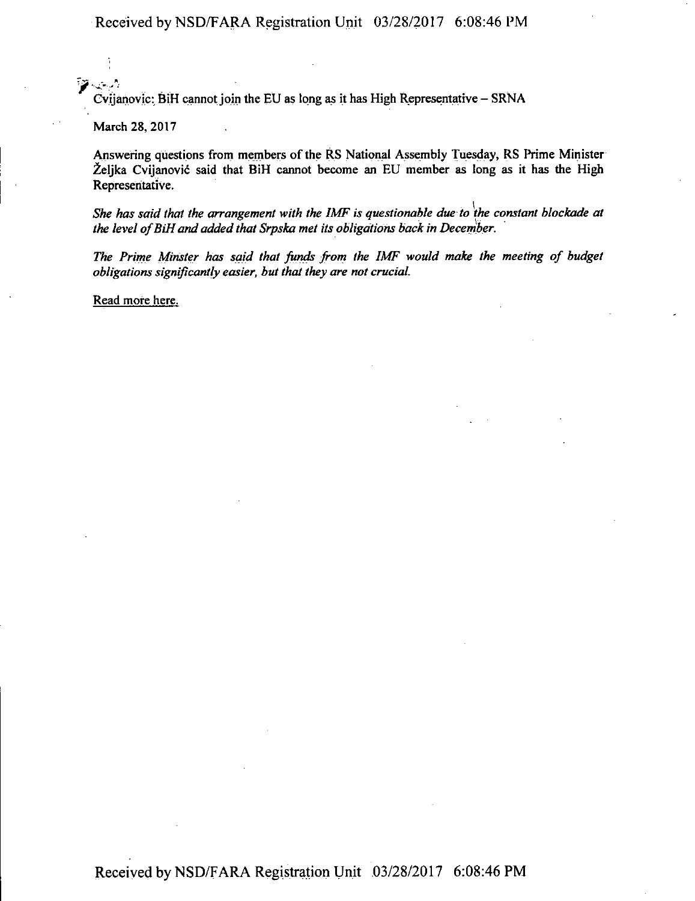Cvijanovic: BiH cannot join the EU as long as it has High Representative – SRNA

March 28, 2017

Answering questions from members of the RS National Assembly Tuesday, RS Prime Minister Željka Cvijanović said that BiH cannot become an EU member as long as it has the High Representative.

*She has said that the arrangement with the IMF is questionable due to the constant blockade at the level of BiH and added that Srpska met its obligations back in December.*

*The Prime Minster has said that funds from the IMF would make the meeting of budget obligations significantly easier, but that they are not crucial.*

Read more here.